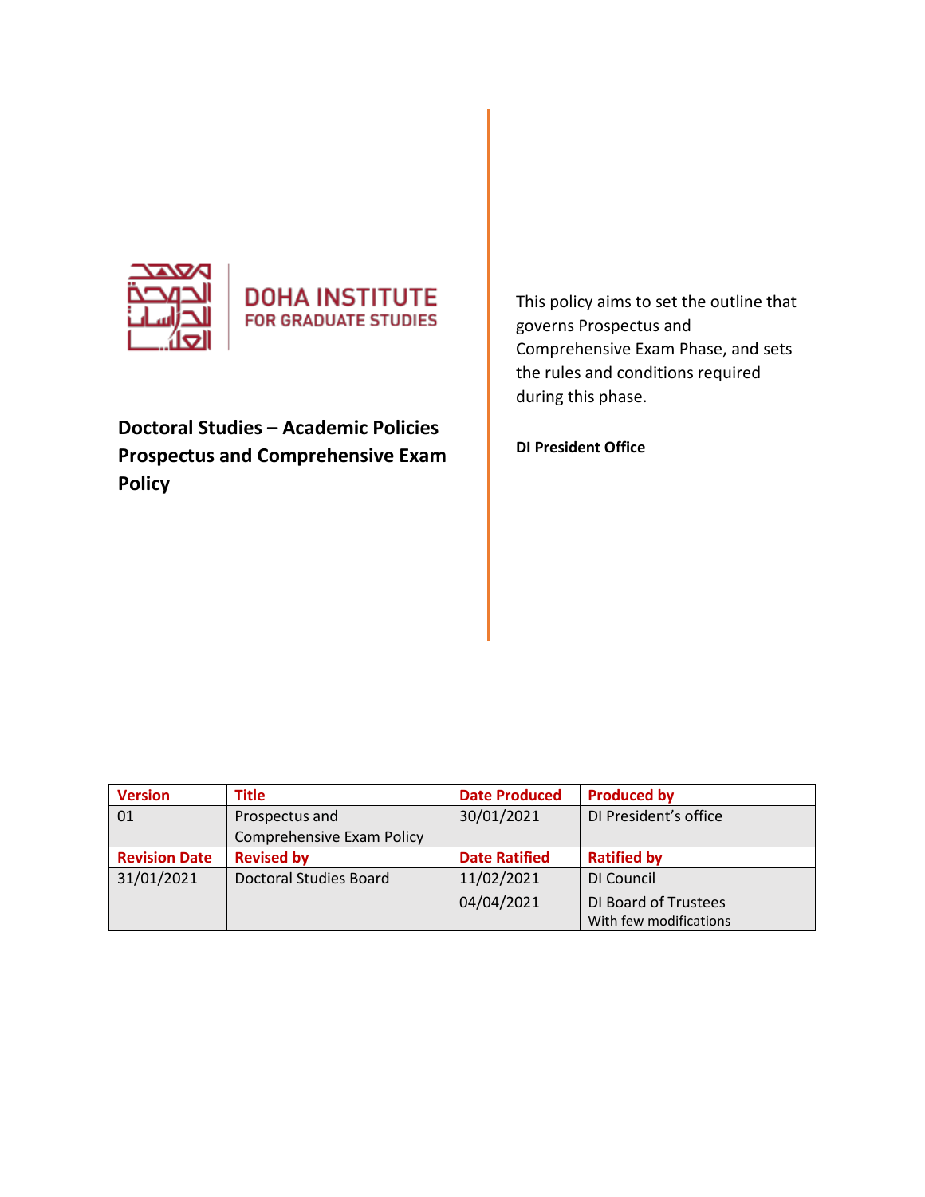DOHA INSTITUTE
FOR GRADUATE STUDIES

# Doctoral Studies – Academic Policies Prospectus and Comprehensive Exam Policy

This policy aims to set the outline that governs Prospectus and Comprehensive Exam Phase, and sets the rules and conditions required during this phase.

**DI President Office**

| Version | Title | Date Produced | Produced by |
|---|---|---|---|
| 01 | Prospectus and Comprehensive Exam Policy | 30/01/2021 | DI President's office |
| **Revision Date** | **Revised by** | **Date Ratified** | **Ratified by** |
| 31/01/2021 | Doctoral Studies Board | 11/02/2021 | DI Council |
| | | 04/04/2021 | DI Board of Trustees With few modifications |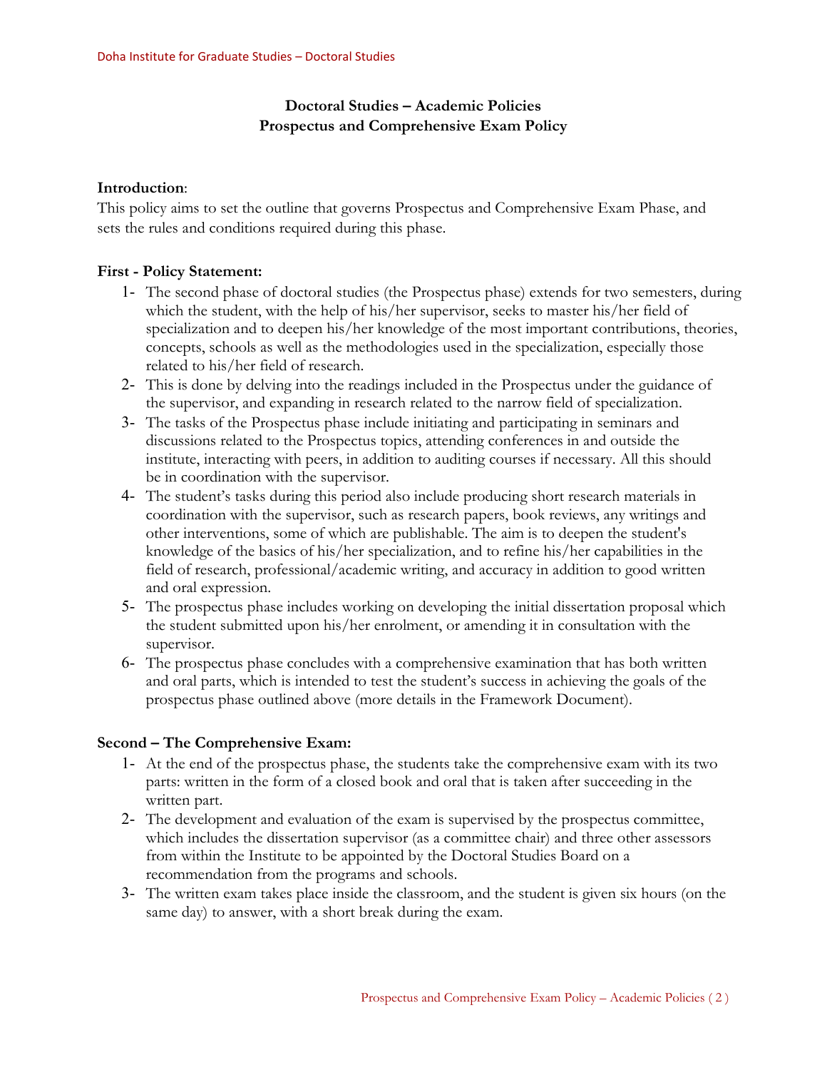## Doctoral Studies – Academic Policies
## Prospectus and Comprehensive Exam Policy

**Introduction**:
This policy aims to set the outline that governs Prospectus and Comprehensive Exam Phase, and sets the rules and conditions required during this phase.

**First - Policy Statement:**

1- The second phase of doctoral studies (the Prospectus phase) extends for two semesters, during which the student, with the help of his/her supervisor, seeks to master his/her field of specialization and to deepen his/her knowledge of the most important contributions, theories, concepts, schools as well as the methodologies used in the specialization, especially those related to his/her field of research.

2- This is done by delving into the readings included in the Prospectus under the guidance of the supervisor, and expanding in research related to the narrow field of specialization.

3- The tasks of the Prospectus phase include initiating and participating in seminars and discussions related to the Prospectus topics, attending conferences in and outside the institute, interacting with peers, in addition to auditing courses if necessary. All this should be in coordination with the supervisor.

4- The student's tasks during this period also include producing short research materials in coordination with the supervisor, such as research papers, book reviews, any writings and other interventions, some of which are publishable. The aim is to deepen the student's knowledge of the basics of his/her specialization, and to refine his/her capabilities in the field of research, professional/academic writing, and accuracy in addition to good written and oral expression.

5- The prospectus phase includes working on developing the initial dissertation proposal which the student submitted upon his/her enrolment, or amending it in consultation with the supervisor.

6- The prospectus phase concludes with a comprehensive examination that has both written and oral parts, which is intended to test the student's success in achieving the goals of the prospectus phase outlined above (more details in the Framework Document).

**Second – The Comprehensive Exam:**

1- At the end of the prospectus phase, the students take the comprehensive exam with its two parts: written in the form of a closed book and oral that is taken after succeeding in the written part.

2- The development and evaluation of the exam is supervised by the prospectus committee, which includes the dissertation supervisor (as a committee chair) and three other assessors from within the Institute to be appointed by the Doctoral Studies Board on a recommendation from the programs and schools.

3- The written exam takes place inside the classroom, and the student is given six hours (on the same day) to answer, with a short break during the exam.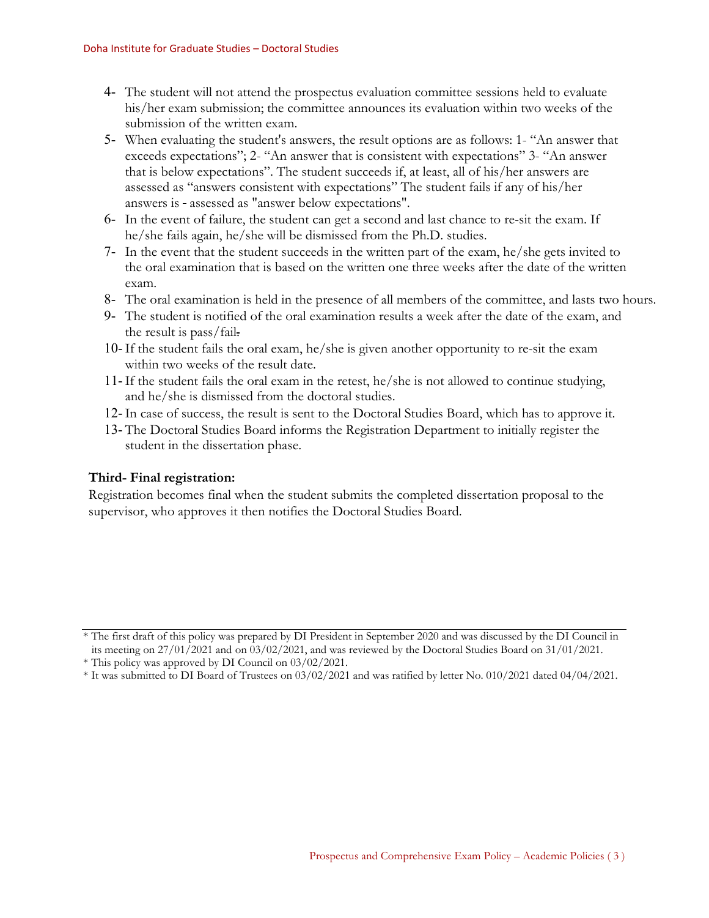4- The student will not attend the prospectus evaluation committee sessions held to evaluate his/her exam submission; the committee announces its evaluation within two weeks of the submission of the written exam.
5- When evaluating the student's answers, the result options are as follows: 1- "An answer that exceeds expectations"; 2- "An answer that is consistent with expectations" 3- "An answer that is below expectations". The student succeeds if, at least, all of his/her answers are assessed as "answers consistent with expectations" The student fails if any of his/her answers is - assessed as "answer below expectations".
6- In the event of failure, the student can get a second and last chance to re-sit the exam. If he/she fails again, he/she will be dismissed from the Ph.D. studies.
7- In the event that the student succeeds in the written part of the exam, he/she gets invited to the oral examination that is based on the written one three weeks after the date of the written exam.
8- The oral examination is held in the presence of all members of the committee, and lasts two hours.
9- The student is notified of the oral examination results a week after the date of the exam, and the result is pass/fail.
10- If the student fails the oral exam, he/she is given another opportunity to re-sit the exam within two weeks of the result date.
11- If the student fails the oral exam in the retest, he/she is not allowed to continue studying, and he/she is dismissed from the doctoral studies.
12- In case of success, the result is sent to the Doctoral Studies Board, which has to approve it.
13- The Doctoral Studies Board informs the Registration Department to initially register the student in the dissertation phase.

**Third- Final registration:**

Registration becomes final when the student submits the completed dissertation proposal to the supervisor, who approves it then notifies the Doctoral Studies Board.

---

* The first draft of this policy was prepared by DI President in September 2020 and was discussed by the DI Council in its meeting on 27/01/2021 and on 03/02/2021, and was reviewed by the Doctoral Studies Board on 31/01/2021.

* This policy was approved by DI Council on 03/02/2021.

* It was submitted to DI Board of Trustees on 03/02/2021 and was ratified by letter No. 010/2021 dated 04/04/2021.